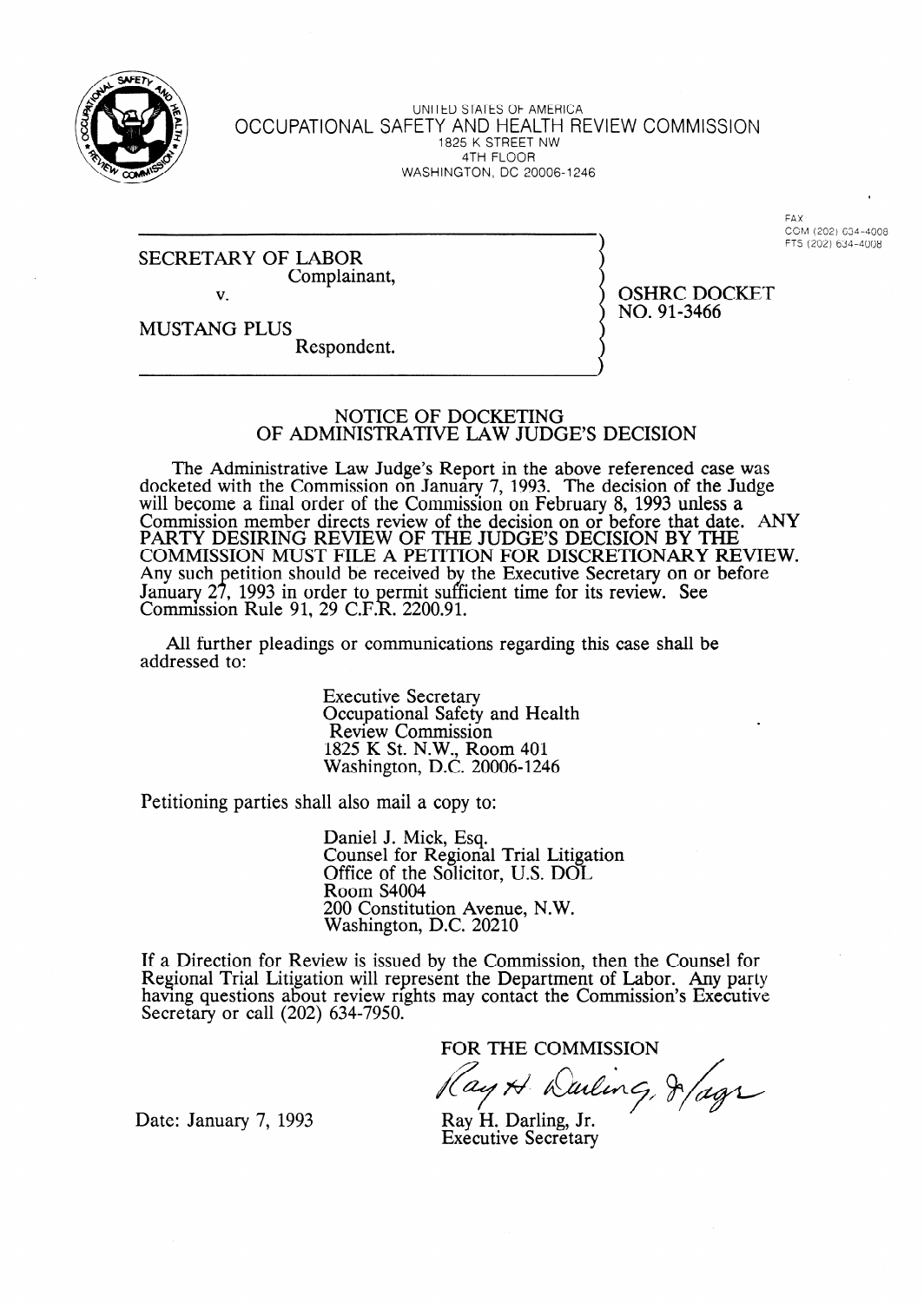UNITED STATES OF AMERICA
OCCUPATIONAL SAFETY AND HEALTH REVIEW COMMISSION
1825 K STREET NW
4TH FLOOR
WASHINGTON, DC 20006-1246

FAX
COM (202) 634-4008
FTS (202) 634-4008

SECRETARY OF LABOR
Complainant,

v.

MUSTANG PLUS
Respondent.

OSHRC DOCKET
NO. 91-3466

## NOTICE OF DOCKETING OF ADMINISTRATIVE LAW JUDGE'S DECISION

The Administrative Law Judge's Report in the above referenced case was docketed with the Commission on January 7, 1993. The decision of the Judge will become a final order of the Commission on February 8, 1993 unless a Commission member directs review of the decision on or before that date. ANY PARTY DESIRING REVIEW OF THE JUDGE'S DECISION BY THE COMMISSION MUST FILE A PETITION FOR DISCRETIONARY REVIEW. Any such petition should be received by the Executive Secretary on or before January 27, 1993 in order to permit sufficient time for its review. See Commission Rule 91, 29 C.F.R. 2200.91.

All further pleadings or communications regarding this case shall be addressed to:

Executive Secretary
Occupational Safety and Health
Review Commission
1825 K St. N.W., Room 401
Washington, D.C. 20006-1246

Petitioning parties shall also mail a copy to:

Daniel J. Mick, Esq.
Counsel for Regional Trial Litigation
Office of the Solicitor, U.S. DOL
Room S4004
200 Constitution Avenue, N.W.
Washington, D.C. 20210

If a Direction for Review is issued by the Commission, then the Counsel for Regional Trial Litigation will represent the Department of Labor. Any party having questions about review rights may contact the Commission's Executive Secretary or call (202) 634-7950.

FOR THE COMMISSION

Ray H. Darling, Jr.
Executive Secretary

Date: January 7, 1993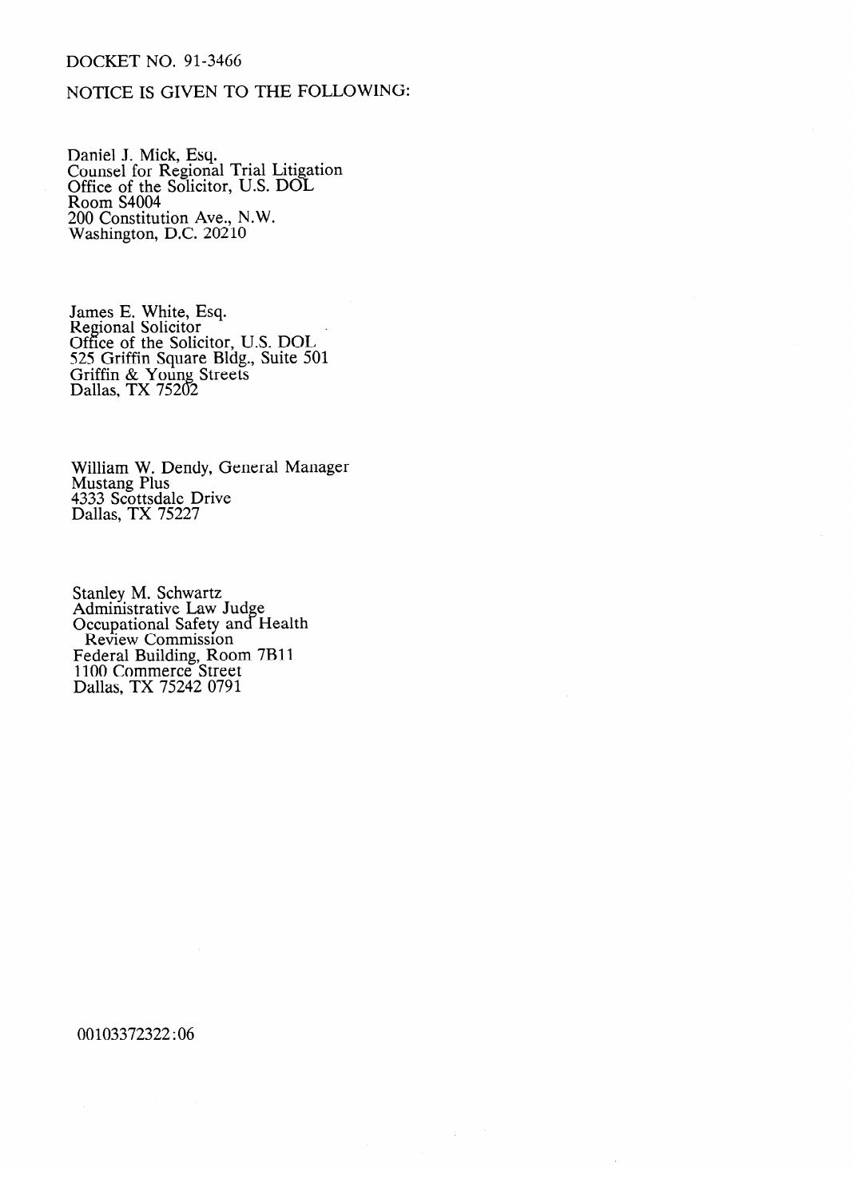DOCKET NO. 91-3466

NOTICE IS GIVEN TO THE FOLLOWING:

Daniel J. Mick, Esq.
Counsel for Regional Trial Litigation
Office of the Solicitor, U.S. DOL
Room S4004
200 Constitution Ave., N.W.
Washington, D.C. 20210

James E. White, Esq.
Regional Solicitor
Office of the Solicitor, U.S. DOL
525 Griffin Square Bldg., Suite 501
Griffin & Young Streets
Dallas, TX 75202

William W. Dendy, General Manager
Mustang Plus
4333 Scottsdale Drive
Dallas, TX 75227

Stanley M. Schwartz
Administrative Law Judge
Occupational Safety and Health
Review Commission
Federal Building, Room 7B11
1100 Commerce Street
Dallas, TX 75242 0791

00103372322:06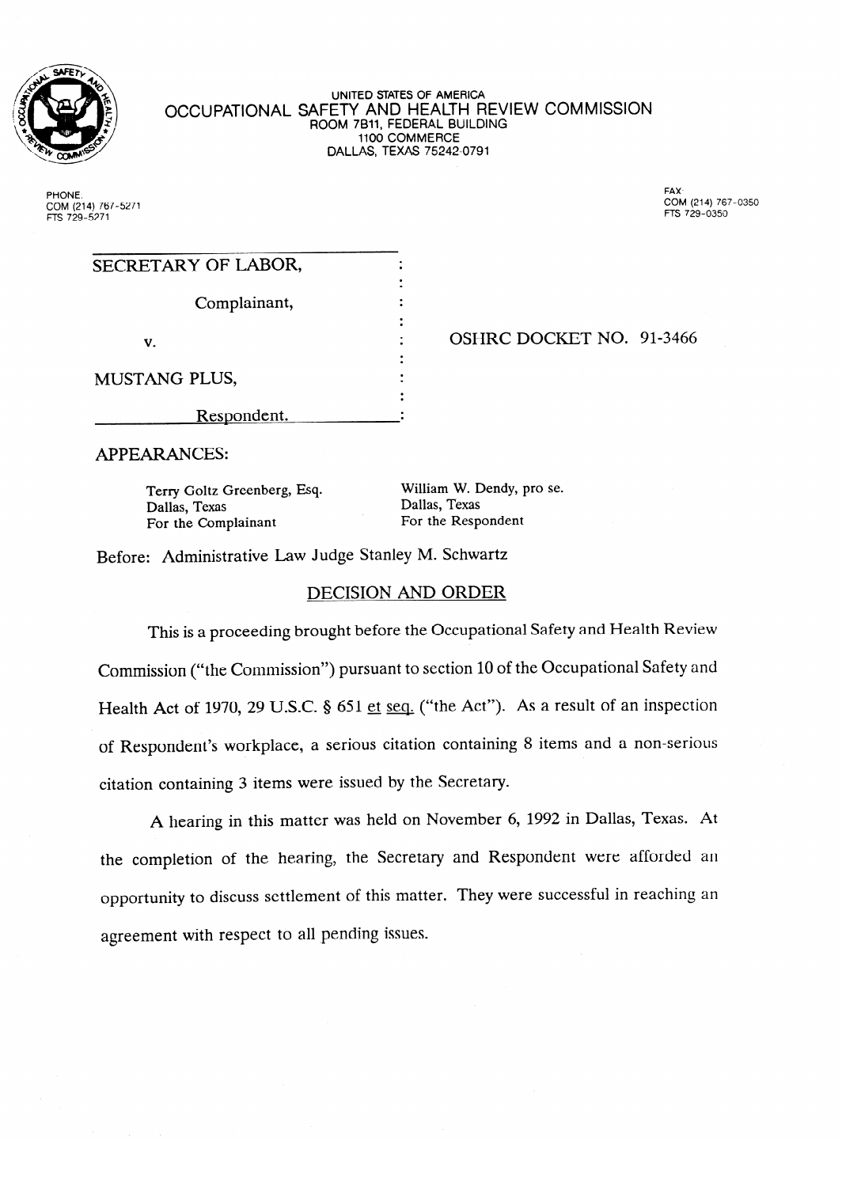UNITED STATES OF AMERICA

OCCUPATIONAL SAFETY AND HEALTH REVIEW COMMISSION

ROOM 7B11, FEDERAL BUILDING

1100 COMMERCE

DALLAS, TEXAS 75242-0791

PHONE:
COM (214) 767-5271
FTS 729-5271

FAX:
COM (214) 767-0350
FTS 729-0350

| | | |
|---|---|---|
| SECRETARY OF LABOR, | : | |
| Complainant, | : | |
| v. | : | OSHRC DOCKET NO. 91-3466 |
| MUSTANG PLUS, | : | |
| Respondent. | : | |

APPEARANCES:

Terry Goltz Greenberg, Esq.
Dallas, Texas
For the Complainant

William W. Dendy, pro se.
Dallas, Texas
For the Respondent

Before: Administrative Law Judge Stanley M. Schwartz

## DECISION AND ORDER

This is a proceeding brought before the Occupational Safety and Health Review Commission ("the Commission") pursuant to section 10 of the Occupational Safety and Health Act of 1970, 29 U.S.C. § 651 et seq. ("the Act"). As a result of an inspection of Respondent's workplace, a serious citation containing 8 items and a non-serious citation containing 3 items were issued by the Secretary.

A hearing in this matter was held on November 6, 1992 in Dallas, Texas. At the completion of the hearing, the Secretary and Respondent were afforded an opportunity to discuss settlement of this matter. They were successful in reaching an agreement with respect to all pending issues.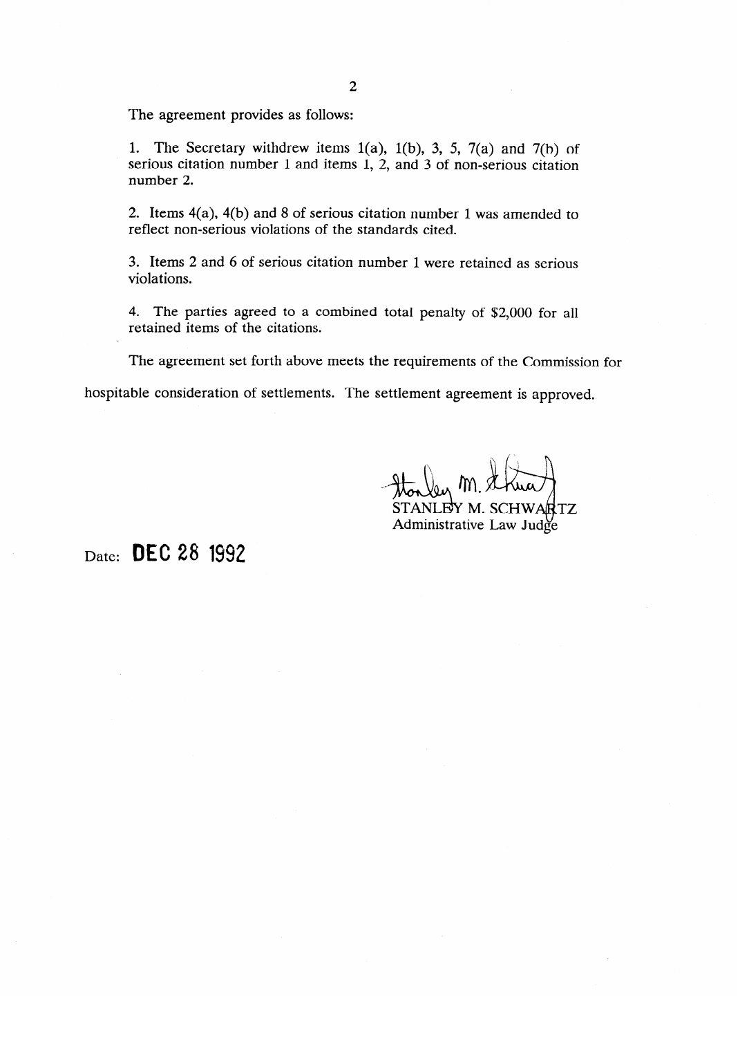The agreement provides as follows:

1. The Secretary withdrew items 1(a), 1(b), 3, 5, 7(a) and 7(b) of serious citation number 1 and items 1, 2, and 3 of non-serious citation number 2.

2. Items 4(a), 4(b) and 8 of serious citation number 1 was amended to reflect non-serious violations of the standards cited.

3. Items 2 and 6 of serious citation number 1 were retained as serious violations.

4. The parties agreed to a combined total penalty of $2,000 for all retained items of the citations.

The agreement set forth above meets the requirements of the Commission for hospitable consideration of settlements. The settlement agreement is approved.

STANLEY M. SCHWARTZ
Administrative Law Judge

Date: **DEC 28 1992**